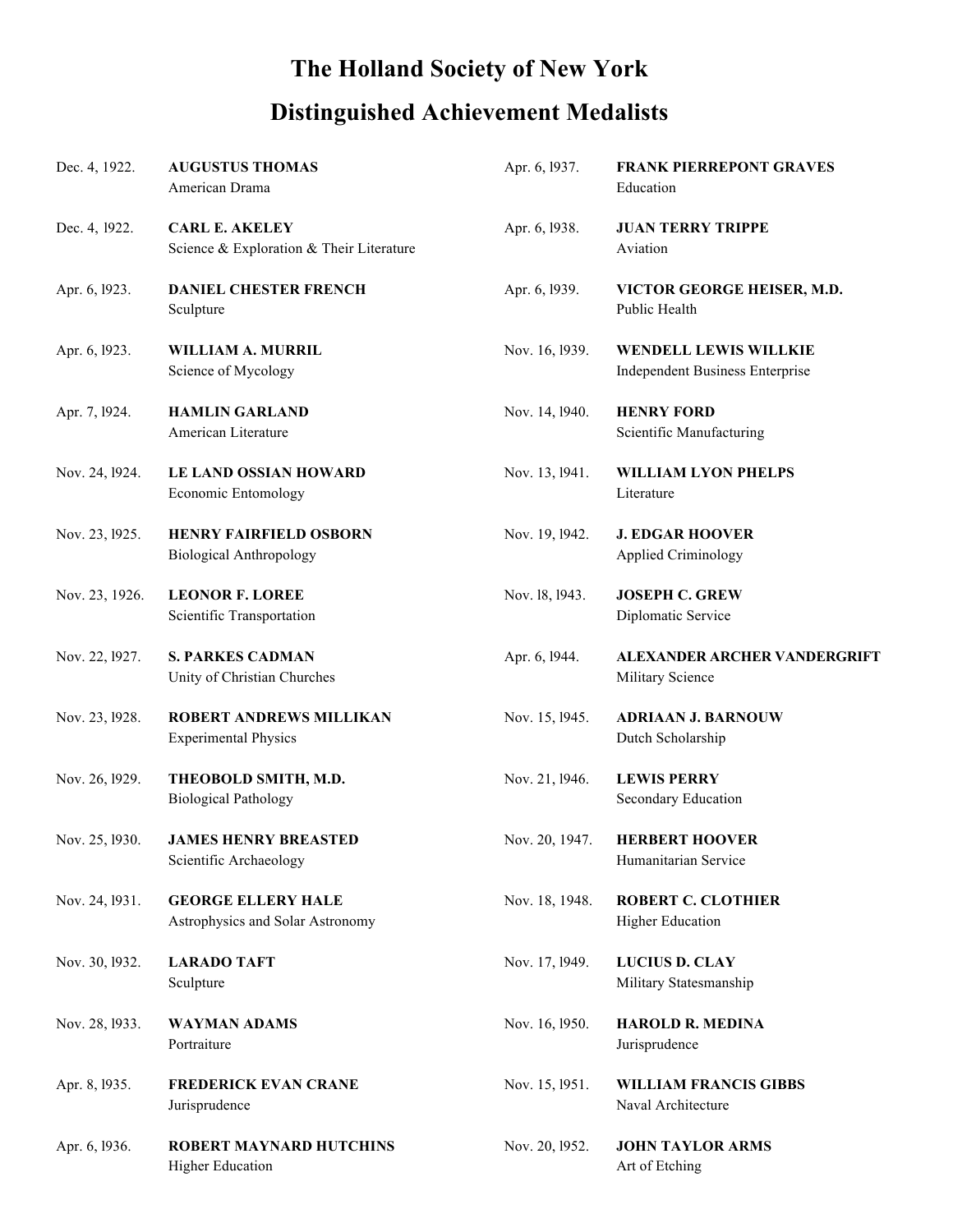# The Holland Society of New York

## Distinguished Achievement Medalists

Dec. 4, 1922. **AUGUSTUS THOMAS**
American Drama

Dec. 4, 1922. **CARL E. AKELEY**
Science & Exploration & Their Literature

Apr. 6, l923. **DANIEL CHESTER FRENCH**
Sculpture

Apr. 6, l923. **WILLIAM A. MURRIL**
Science of Mycology

Apr. 7, l924. **HAMLIN GARLAND**
American Literature

Nov. 24, l924. **LE LAND OSSIAN HOWARD**
Economic Entomology

Nov. 23, l925. **HENRY FAIRFIELD OSBORN**
Biological Anthropology

Nov. 23, 1926. **LEONOR F. LOREE**
Scientific Transportation

Nov. 22, l927. **S. PARKES CADMAN**
Unity of Christian Churches

Nov. 23, l928. **ROBERT ANDREWS MILLIKAN**
Experimental Physics

Nov. 26, l929. **THEOBOLD SMITH, M.D.**
Biological Pathology

Nov. 25, l930. **JAMES HENRY BREASTED**
Scientific Archaeology

Nov. 24, l931. **GEORGE ELLERY HALE**
Astrophysics and Solar Astronomy

Nov. 30, l932. **LARADO TAFT**
Sculpture

Nov. 28, l933. **WAYMAN ADAMS**
Portraiture

Apr. 8, l935. **FREDERICK EVAN CRANE**
Jurisprudence

Apr. 6, l936. **ROBERT MAYNARD HUTCHINS**
Higher Education

Apr. 6, l937. **FRANK PIERREPONT GRAVES**
Education

Apr. 6, l938. **JUAN TERRY TRIPPE**
Aviation

Apr. 6, l939. **VICTOR GEORGE HEISER, M.D.**
Public Health

Nov. 16, l939. **WENDELL LEWIS WILLKIE**
Independent Business Enterprise

Nov. 14, l940. **HENRY FORD**
Scientific Manufacturing

Nov. 13, l941. **WILLIAM LYON PHELPS**
Literature

Nov. 19, l942. **J. EDGAR HOOVER**
Applied Criminology

Nov. l8, l943. **JOSEPH C. GREW**
Diplomatic Service

Apr. 6, l944. **ALEXANDER ARCHER VANDERGRIFT**
Military Science

Nov. 15, l945. **ADRIAAN J. BARNOUW**
Dutch Scholarship

Nov. 21, l946. **LEWIS PERRY**
Secondary Education

Nov. 20, 1947. **HERBERT HOOVER**
Humanitarian Service

Nov. 18, 1948. **ROBERT C. CLOTHIER**
Higher Education

Nov. 17, l949. **LUCIUS D. CLAY**
Military Statesmanship

Nov. 16, l950. **HAROLD R. MEDINA**
Jurisprudence

Nov. 15, l951. **WILLIAM FRANCIS GIBBS**
Naval Architecture

Nov. 20, l952. **JOHN TAYLOR ARMS**
Art of Etching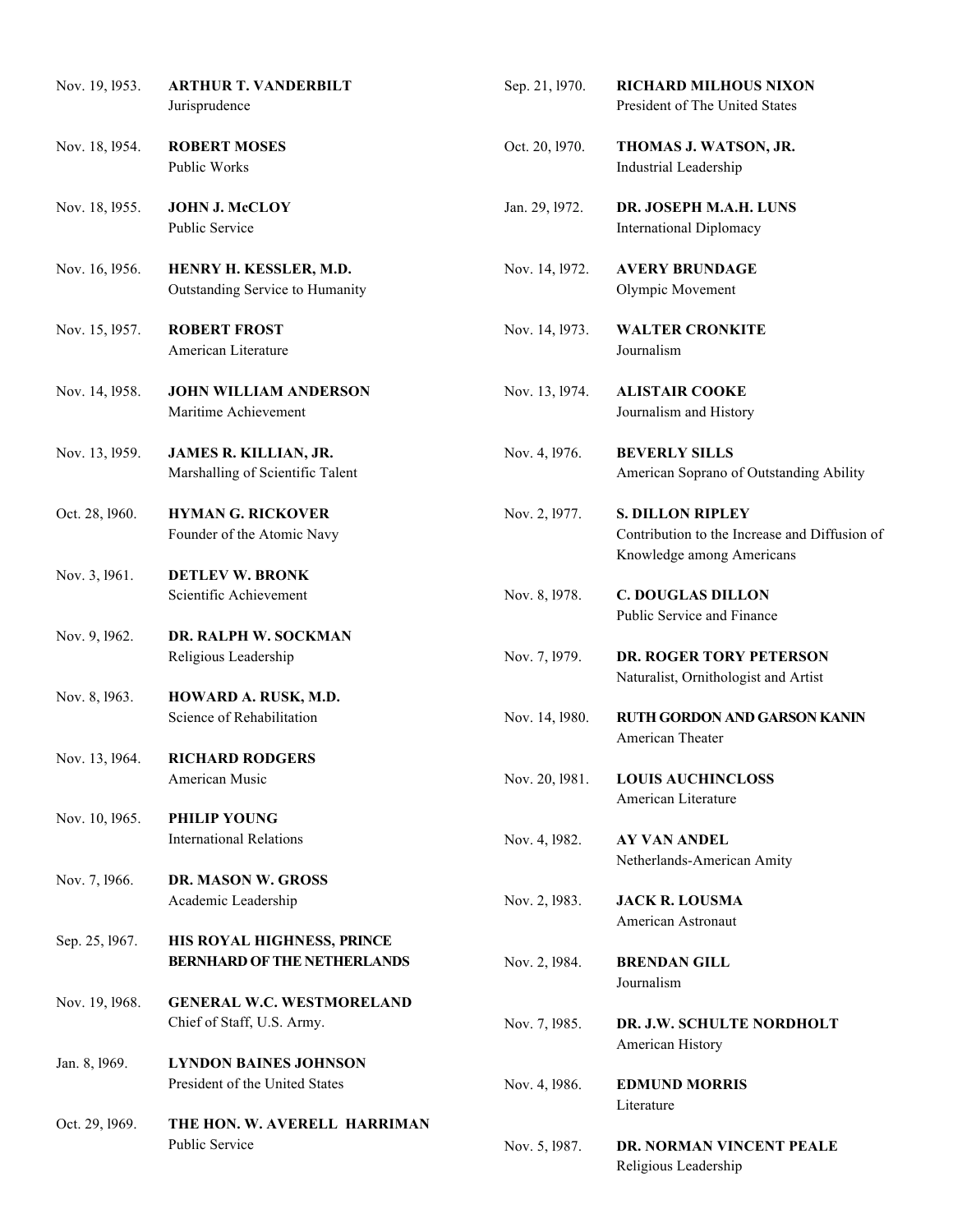Nov. 19, l953. **ARTHUR T. VANDERBILT**
Jurisprudence

Nov. 18, l954. **ROBERT MOSES**
Public Works

Nov. 18, l955. **JOHN J. McCLOY**
Public Service

Nov. 16, l956. **HENRY H. KESSLER, M.D.**
Outstanding Service to Humanity

Nov. 15, l957. **ROBERT FROST**
American Literature

Nov. 14, l958. **JOHN WILLIAM ANDERSON**
Maritime Achievement

Nov. 13, l959. **JAMES R. KILLIAN, JR.**
Marshalling of Scientific Talent

Oct. 28, l960. **HYMAN G. RICKOVER**
Founder of the Atomic Navy

Nov. 3, l961. **DETLEV W. BRONK**
Scientific Achievement

Nov. 9, l962. **DR. RALPH W. SOCKMAN**
Religious Leadership

Nov. 8, l963. **HOWARD A. RUSK, M.D.**
Science of Rehabilitation

Nov. 13, l964. **RICHARD RODGERS**
American Music

Nov. 10, l965. **PHILIP YOUNG**
International Relations

Nov. 7, l966. **DR. MASON W. GROSS**
Academic Leadership

Sep. 25, l967. **HIS ROYAL HIGHNESS, PRINCE BERNHARD OF THE NETHERLANDS**

Nov. 19, l968. **GENERAL W.C. WESTMORELAND**
Chief of Staff, U.S. Army.

Jan. 8, l969. **LYNDON BAINES JOHNSON**
President of the United States

Oct. 29, l969. **THE HON. W. AVERELL HARRIMAN**
Public Service

Sep. 21, l970. **RICHARD MILHOUS NIXON**
President of The United States

Oct. 20, l970. **THOMAS J. WATSON, JR.**
Industrial Leadership

Jan. 29, l972. **DR. JOSEPH M.A.H. LUNS**
International Diplomacy

Nov. 14, l972. **AVERY BRUNDAGE**
Olympic Movement

Nov. 14, l973. **WALTER CRONKITE**
Journalism

Nov. 13, l974. **ALISTAIR COOKE**
Journalism and History

Nov. 4, l976. **BEVERLY SILLS**
American Soprano of Outstanding Ability

Nov. 2, l977. **S. DILLON RIPLEY**
Contribution to the Increase and Diffusion of Knowledge among Americans

Nov. 8, l978. **C. DOUGLAS DILLON**
Public Service and Finance

Nov. 7, l979. **DR. ROGER TORY PETERSON**
Naturalist, Ornithologist and Artist

Nov. 14, l980. **RUTH GORDON AND GARSON KANIN**
American Theater

Nov. 20, l981. **LOUIS AUCHINCLOSS**
American Literature

Nov. 4, l982. **AY VAN ANDEL**
Netherlands-American Amity

Nov. 2, l983. **JACK R. LOUSMA**
American Astronaut

Nov. 2, l984. **BRENDAN GILL**
Journalism

Nov. 7, l985. **DR. J.W. SCHULTE NORDHOLT**
American History

Nov. 4, l986. **EDMUND MORRIS**
Literature

Nov. 5, l987. **DR. NORMAN VINCENT PEALE**
Religious Leadership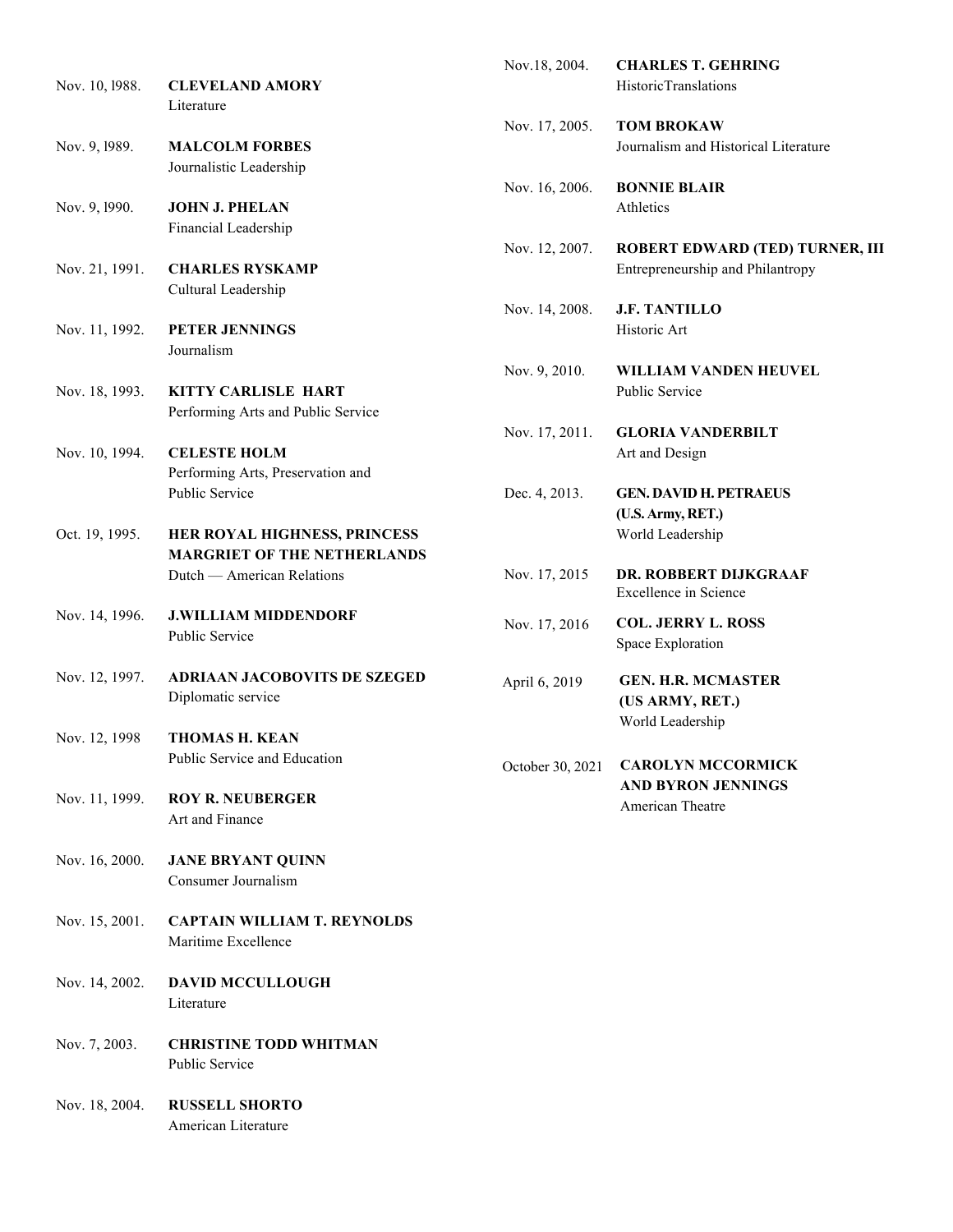Nov. 10, l988. **CLEVELAND AMORY**
Literature

Nov. 9, l989. **MALCOLM FORBES**
Journalistic Leadership

Nov. 9, l990. **JOHN J. PHELAN**
Financial Leadership

Nov. 21, 1991. **CHARLES RYSKAMP**
Cultural Leadership

Nov. 11, 1992. **PETER JENNINGS**
Journalism

Nov. 18, 1993. **KITTY CARLISLE HART**
Performing Arts and Public Service

Nov. 10, 1994. **CELESTE HOLM**
Performing Arts, Preservation and Public Service

Oct. 19, 1995. **HER ROYAL HIGHNESS, PRINCESS MARGRIET OF THE NETHERLANDS**
Dutch — American Relations

Nov. 14, 1996. **J.WILLIAM MIDDENDORF**
Public Service

Nov. 12, 1997. **ADRIAAN JACOBOVITS DE SZEGED**
Diplomatic service

Nov. 12, 1998 **THOMAS H. KEAN**
Public Service and Education

Nov. 11, 1999. **ROY R. NEUBERGER**
Art and Finance

Nov. 16, 2000. **JANE BRYANT QUINN**
Consumer Journalism

Nov. 15, 2001. **CAPTAIN WILLIAM T. REYNOLDS**
Maritime Excellence

Nov. 14, 2002. **DAVID MCCULLOUGH**
Literature

Nov. 7, 2003. **CHRISTINE TODD WHITMAN**
Public Service

Nov. 18, 2004. **RUSSELL SHORTO**
American Literature

Nov.18, 2004. **CHARLES T. GEHRING**
HistoricTranslations

Nov. 17, 2005. **TOM BROKAW**
Journalism and Historical Literature

Nov. 16, 2006. **BONNIE BLAIR**
Athletics

Nov. 12, 2007. **ROBERT EDWARD (TED) TURNER, III**
Entrepreneurship and Philantropy

Nov. 14, 2008. **J.F. TANTILLO**
Historic Art

Nov. 9, 2010. **WILLIAM VANDEN HEUVEL**
Public Service

Nov. 17, 2011. **GLORIA VANDERBILT**
Art and Design

Dec. 4, 2013. **GEN. DAVID H. PETRAEUS (U.S. Army, RET.)**
World Leadership

Nov. 17, 2015 **DR. ROBBERT DIJKGRAAF**
Excellence in Science

Nov. 17, 2016 **COL. JERRY L. ROSS**
Space Exploration

April 6, 2019 **GEN. H.R. MCMASTER (US ARMY, RET.)**
World Leadership

October 30, 2021 **CAROLYN MCCORMICK AND BYRON JENNINGS**
American Theatre